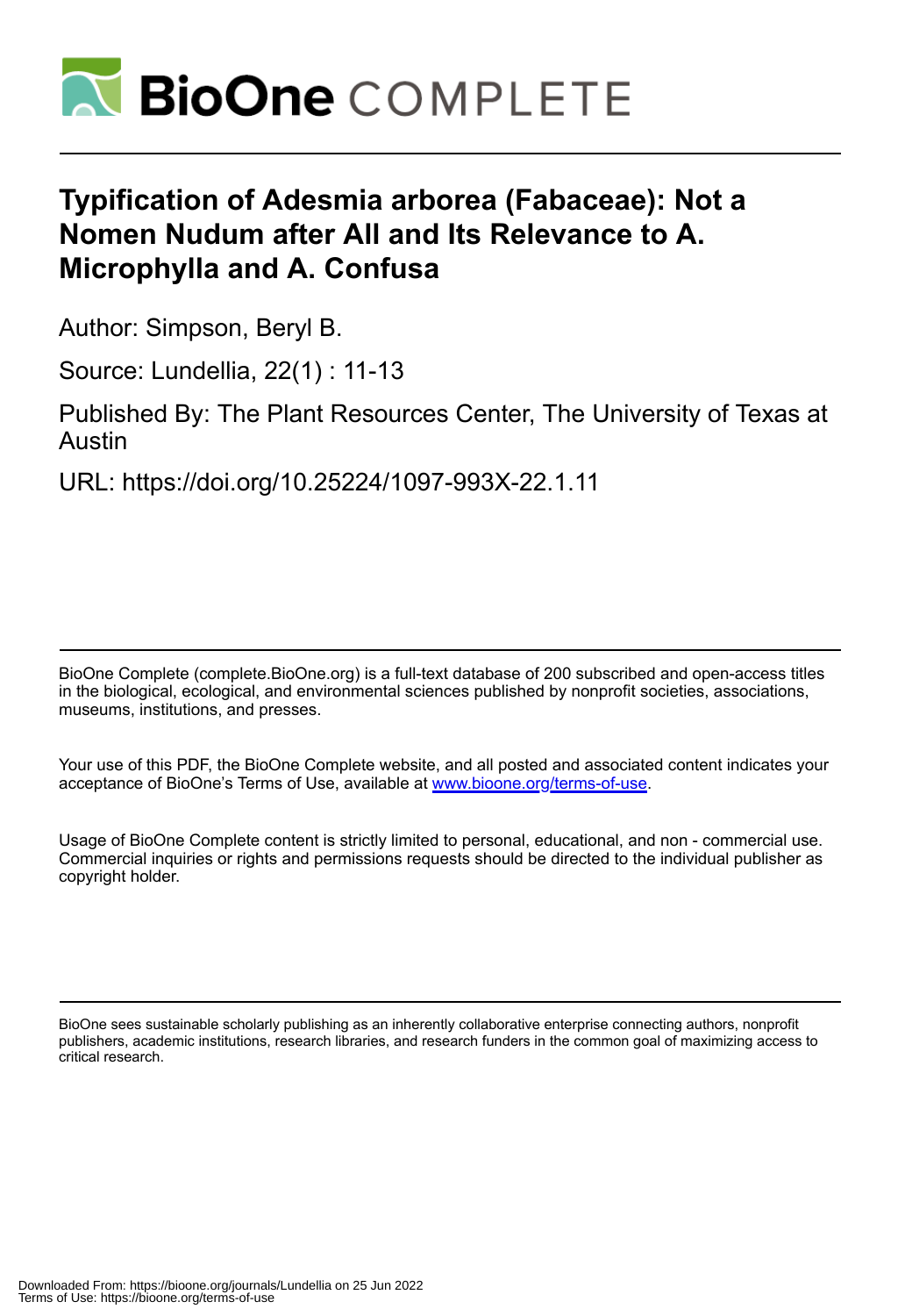# Typification of Adesmia arborea (Fabaceae): Not a Nomen Nudum after All and Its Relevance to A. Microphylla and A. Confusa

Author: Simpson, Beryl B.

Source: Lundellia, 22(1) : 11-13

Published By: The Plant Resources Center, The University of Texas at Austin

URL: https://doi.org/10.25224/1097-993X-22.1.11

BioOne Complete (complete.BioOne.org) is a full-text database of 200 subscribed and open-access titles in the biological, ecological, and environmental sciences published by nonprofit societies, associations, museums, institutions, and presses.

Your use of this PDF, the BioOne Complete website, and all posted and associated content indicates your acceptance of BioOne's Terms of Use, available at www.bioone.org/terms-of-use.

Usage of BioOne Complete content is strictly limited to personal, educational, and non - commercial use. Commercial inquiries or rights and permissions requests should be directed to the individual publisher as copyright holder.

BioOne sees sustainable scholarly publishing as an inherently collaborative enterprise connecting authors, nonprofit publishers, academic institutions, research libraries, and research funders in the common goal of maximizing access to critical research.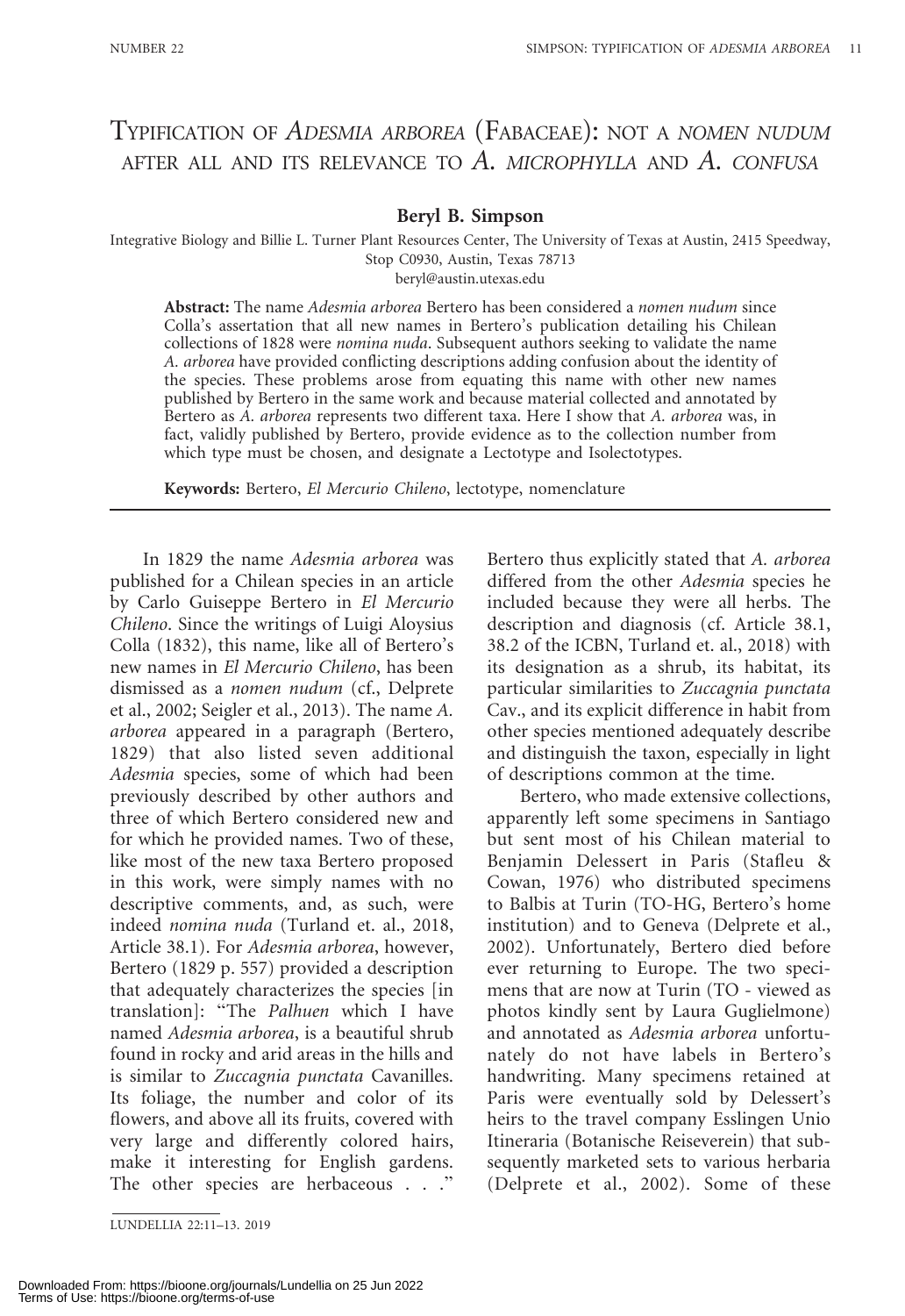# Typification of *Adesmia arborea* (Fabaceae): not a *nomen nudum* after all and its relevance to *A. microphylla* and *A. confusa*

**Beryl B. Simpson**

Integrative Biology and Billie L. Turner Plant Resources Center, The University of Texas at Austin, 2415 Speedway, Stop C0930, Austin, Texas 78713
beryl@austin.utexas.edu

**Abstract:** The name *Adesmia arborea* Bertero has been considered a *nomen nudum* since Colla's assertation that all new names in Bertero's publication detailing his Chilean collections of 1828 were *nomina nuda*. Subsequent authors seeking to validate the name *A. arborea* have provided conflicting descriptions adding confusion about the identity of the species. These problems arose from equating this name with other new names published by Bertero in the same work and because material collected and annotated by Bertero as *A. arborea* represents two different taxa. Here I show that *A. arborea* was, in fact, validly published by Bertero, provide evidence as to the collection number from which type must be chosen, and designate a Lectotype and Isolectotypes.

**Keywords:** Bertero, *El Mercurio Chileno*, lectotype, nomenclature

In 1829 the name *Adesmia arborea* was published for a Chilean species in an article by Carlo Guiseppe Bertero in *El Mercurio Chileno*. Since the writings of Luigi Aloysius Colla (1832), this name, like all of Bertero's new names in *El Mercurio Chileno*, has been dismissed as a *nomen nudum* (cf., Delprete et al., 2002; Seigler et al., 2013). The name *A. arborea* appeared in a paragraph (Bertero, 1829) that also listed seven additional *Adesmia* species, some of which had been previously described by other authors and three of which Bertero considered new and for which he provided names. Two of these, like most of the new taxa Bertero proposed in this work, were simply names with no descriptive comments, and, as such, were indeed *nomina nuda* (Turland et. al., 2018, Article 38.1). For *Adesmia arborea*, however, Bertero (1829 p. 557) provided a description that adequately characterizes the species [in translation]: "The *Palhuen* which I have named *Adesmia arborea*, is a beautiful shrub found in rocky and arid areas in the hills and is similar to *Zuccagnia punctata* Cavanilles. Its foliage, the number and color of its flowers, and above all its fruits, covered with very large and differently colored hairs, make it interesting for English gardens. The other species are herbaceous . . ." Bertero thus explicitly stated that *A. arborea* differed from the other *Adesmia* species he included because they were all herbs. The description and diagnosis (cf. Article 38.1, 38.2 of the ICBN, Turland et. al., 2018) with its designation as a shrub, its habitat, its particular similarities to *Zuccagnia punctata* Cav., and its explicit difference in habit from other species mentioned adequately describe and distinguish the taxon, especially in light of descriptions common at the time.

Bertero, who made extensive collections, apparently left some specimens in Santiago but sent most of his Chilean material to Benjamin Delessert in Paris (Stafleu & Cowan, 1976) who distributed specimens to Balbis at Turin (TO-HG, Bertero's home institution) and to Geneva (Delprete et al., 2002). Unfortunately, Bertero died before ever returning to Europe. The two specimens that are now at Turin (TO - viewed as photos kindly sent by Laura Guglielmone) and annotated as *Adesmia arborea* unfortunately do not have labels in Bertero's handwriting. Many specimens retained at Paris were eventually sold by Delessert's heirs to the travel company Esslingen Unio Itineraria (Botanische Reiseverein) that subsequently marketed sets to various herbaria (Delprete et al., 2002). Some of these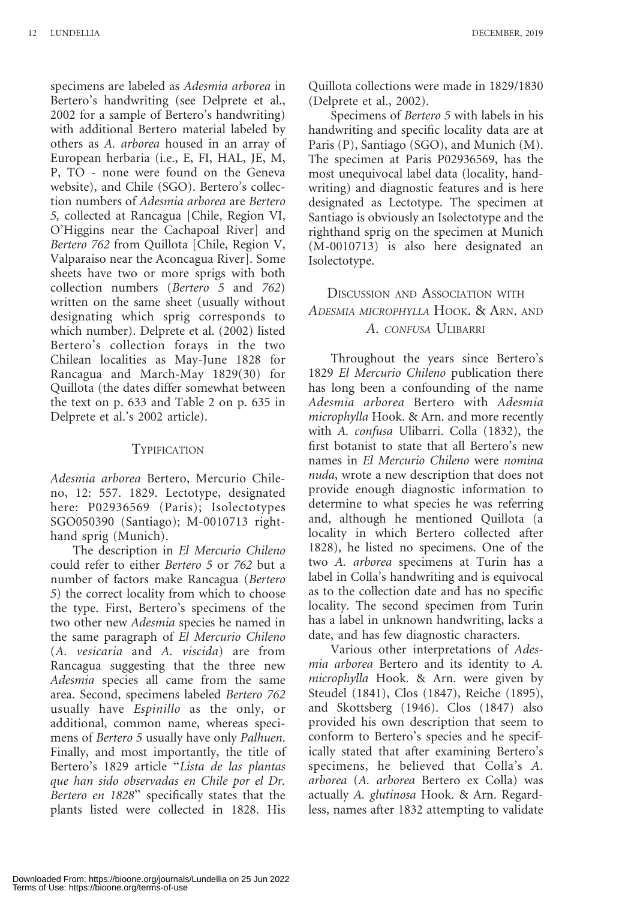specimens are labeled as *Adesmia arborea* in Bertero's handwriting (see Delprete et al., 2002 for a sample of Bertero's handwriting) with additional Bertero material labeled by others as *A. arborea* housed in an array of European herbaria (i.e., E, FI, HAL, JE, M, P, TO - none were found on the Geneva website), and Chile (SGO). Bertero's collection numbers of *Adesmia arborea* are *Bertero 5*, collected at Rancagua [Chile, Region VI, O'Higgins near the Cachapoal River] and *Bertero 762* from Quillota [Chile, Region V, Valparaiso near the Aconcagua River]. Some sheets have two or more sprigs with both collection numbers (*Bertero 5* and *762*) written on the same sheet (usually without designating which sprig corresponds to which number). Delprete et al. (2002) listed Bertero's collection forays in the two Chilean localities as May-June 1828 for Rancagua and March-May 1829(30) for Quillota (the dates differ somewhat between the text on p. 633 and Table 2 on p. 635 in Delprete et al.'s 2002 article).

## Typification

*Adesmia arborea* Bertero, Mercurio Chileno, 12: 557. 1829. Lectotype, designated here: P02936569 (Paris); Isolectotypes SGO050390 (Santiago); M-0010713 righthand sprig (Munich).

The description in *El Mercurio Chileno* could refer to either *Bertero 5* or *762* but a number of factors make Rancagua (*Bertero 5*) the correct locality from which to choose the type. First, Bertero's specimens of the two other new *Adesmia* species he named in the same paragraph of *El Mercurio Chileno* (*A. vesicaria* and *A. viscida*) are from Rancagua suggesting that the three new *Adesmia* species all came from the same area. Second, specimens labeled *Bertero 762* usually have *Espinillo* as the only, or additional, common name, whereas specimens of *Bertero 5* usually have only *Palhuen*. Finally, and most importantly, the title of Bertero's 1829 article "*Lista de las plantas que han sido observadas en Chile por el Dr. Bertero en 1828*" specifically states that the plants listed were collected in 1828. His Quillota collections were made in 1829/1830 (Delprete et al., 2002).

Specimens of *Bertero 5* with labels in his handwriting and specific locality data are at Paris (P), Santiago (SGO), and Munich (M). The specimen at Paris P02936569, has the most unequivocal label data (locality, handwriting) and diagnostic features and is here designated as Lectotype. The specimen at Santiago is obviously an Isolectotype and the righthand sprig on the specimen at Munich (M-0010713) is also here designated an Isolectotype.

## Discussion and Association with *Adesmia microphylla* Hook. & Arn. and *A. confusa* Ulibarri

Throughout the years since Bertero's 1829 *El Mercurio Chileno* publication there has long been a confounding of the name *Adesmia arborea* Bertero with *Adesmia microphylla* Hook. & Arn. and more recently with *A. confusa* Ulibarri. Colla (1832), the first botanist to state that all Bertero's new names in *El Mercurio Chileno* were *nomina nuda*, wrote a new description that does not provide enough diagnostic information to determine to what species he was referring and, although he mentioned Quillota (a locality in which Bertero collected after 1828), he listed no specimens. One of the two *A. arborea* specimens at Turin has a label in Colla's handwriting and is equivocal as to the collection date and has no specific locality. The second specimen from Turin has a label in unknown handwriting, lacks a date, and has few diagnostic characters.

Various other interpretations of *Adesmia arborea* Bertero and its identity to *A. microphylla* Hook. & Arn. were given by Steudel (1841), Clos (1847), Reiche (1895), and Skottsberg (1946). Clos (1847) also provided his own description that seem to conform to Bertero's species and he specifically stated that after examining Bertero's specimens, he believed that Colla's *A. arborea* (*A. arborea* Bertero ex Colla) was actually *A. glutinosa* Hook. & Arn. Regardless, names after 1832 attempting to validate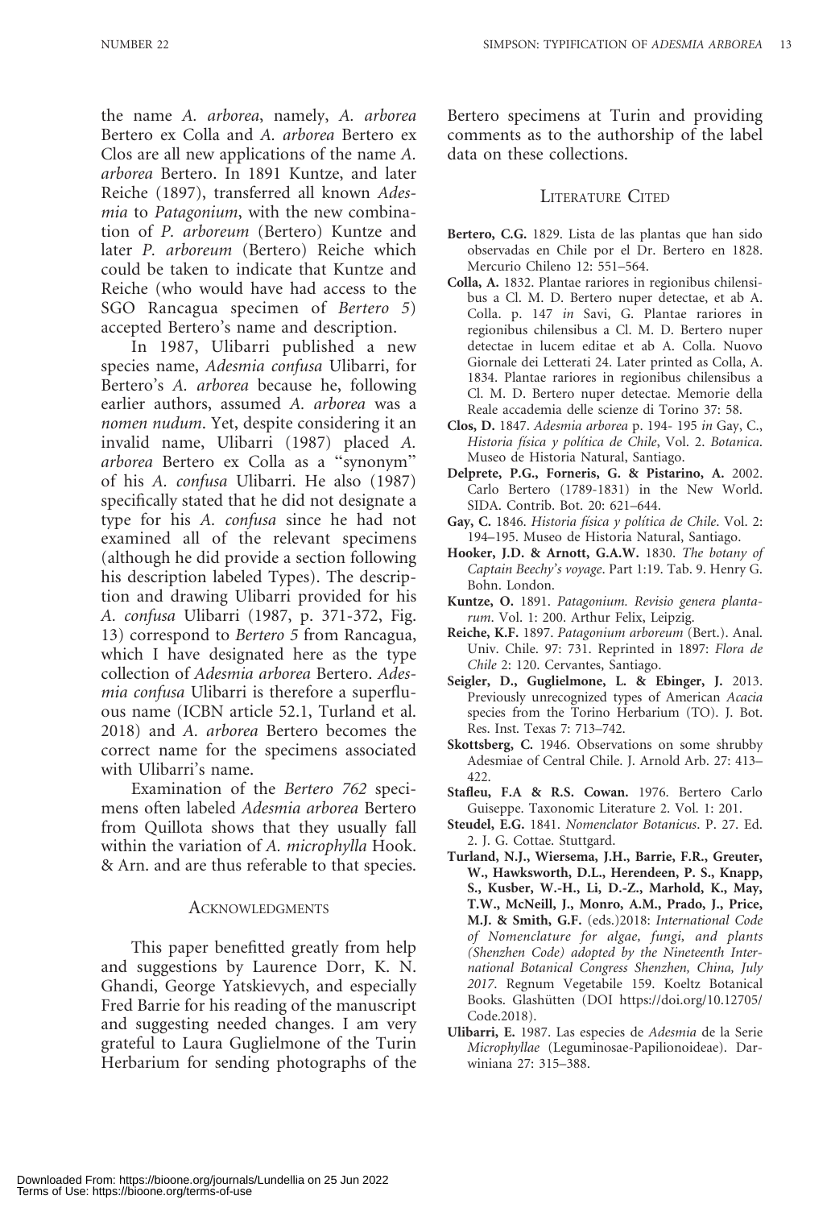the name *A. arborea*, namely, *A. arborea* Bertero ex Colla and *A. arborea* Bertero ex Clos are all new applications of the name *A. arborea* Bertero. In 1891 Kuntze, and later Reiche (1897), transferred all known *Adesmia* to *Patagonium*, with the new combination of *P. arboreum* (Bertero) Kuntze and later *P. arboreum* (Bertero) Reiche which could be taken to indicate that Kuntze and Reiche (who would have had access to the SGO Rancagua specimen of *Bertero 5*) accepted Bertero's name and description.

In 1987, Ulibarri published a new species name, *Adesmia confusa* Ulibarri, for Bertero's *A. arborea* because he, following earlier authors, assumed *A. arborea* was a *nomen nudum*. Yet, despite considering it an invalid name, Ulibarri (1987) placed *A. arborea* Bertero ex Colla as a "synonym" of his *A. confusa* Ulibarri. He also (1987) specifically stated that he did not designate a type for his *A. confusa* since he had not examined all of the relevant specimens (although he did provide a section following his description labeled Types). The description and drawing Ulibarri provided for his *A. confusa* Ulibarri (1987, p. 371-372, Fig. 13) correspond to *Bertero 5* from Rancagua, which I have designated here as the type collection of *Adesmia arborea* Bertero. *Adesmia confusa* Ulibarri is therefore a superfluous name (ICBN article 52.1, Turland et al. 2018) and *A. arborea* Bertero becomes the correct name for the specimens associated with Ulibarri's name.

Examination of the *Bertero 762* specimens often labeled *Adesmia arborea* Bertero from Quillota shows that they usually fall within the variation of *A. microphylla* Hook. & Arn. and are thus referable to that species.

## Acknowledgments

This paper benefitted greatly from help and suggestions by Laurence Dorr, K. N. Ghandi, George Yatskievych, and especially Fred Barrie for his reading of the manuscript and suggesting needed changes. I am very grateful to Laura Guglielmone of the Turin Herbarium for sending photographs of the Bertero specimens at Turin and providing comments as to the authorship of the label data on these collections.

## Literature Cited

**Bertero, C.G.** 1829. Lista de las plantas que han sido observadas en Chile por el Dr. Bertero en 1828. Mercurio Chileno 12: 551–564.

**Colla, A.** 1832. Plantae rariores in regionibus chilensibus a Cl. M. D. Bertero nuper detectae, et ab A. Colla. p. 147 *in* Savi, G. Plantae rariores in regionibus chilensibus a Cl. M. D. Bertero nuper detectae in lucem editae et ab A. Colla. Nuovo Giornale dei Letterati 24. Later printed as Colla, A. 1834. Plantae rariores in regionibus chilensibus a Cl. M. D. Bertero nuper detectae. Memorie della Reale accademia delle scienze di Torino 37: 58.

**Clos, D.** 1847. *Adesmia arborea* p. 194- 195 *in* Gay, C., *Historia física y política de Chile*, Vol. 2. *Botanica*. Museo de Historia Natural, Santiago.

**Delprete, P.G., Forneris, G. & Pistarino, A.** 2002. Carlo Bertero (1789-1831) in the New World. SIDA. Contrib. Bot. 20: 621–644.

**Gay, C.** 1846. *Historia física y política de Chile*. Vol. 2: 194–195. Museo de Historia Natural, Santiago.

**Hooker, J.D. & Arnott, G.A.W.** 1830. *The botany of Captain Beechy's voyage*. Part 1:19. Tab. 9. Henry G. Bohn. London.

**Kuntze, O.** 1891. *Patagonium. Revisio genera plantarum*. Vol. 1: 200. Arthur Felix, Leipzig.

**Reiche, K.F.** 1897. *Patagonium arboreum* (Bert.). Anal. Univ. Chile. 97: 731. Reprinted in 1897: *Flora de Chile* 2: 120. Cervantes, Santiago.

**Seigler, D., Guglielmone, L. & Ebinger, J.** 2013. Previously unrecognized types of American *Acacia* species from the Torino Herbarium (TO). J. Bot. Res. Inst. Texas 7: 713–742.

**Skottsberg, C.** 1946. Observations on some shrubby Adesmiae of Central Chile. J. Arnold Arb. 27: 413–422.

**Stafleu, F.A & R.S. Cowan.** 1976. Bertero Carlo Guiseppe. Taxonomic Literature 2. Vol. 1: 201.

**Steudel, E.G.** 1841. *Nomenclator Botanicus*. P. 27. Ed. 2. J. G. Cottae. Stuttgard.

**Turland, N.J., Wiersema, J.H., Barrie, F.R., Greuter, W., Hawksworth, D.L., Herendeen, P. S., Knapp, S., Kusber, W.-H., Li, D.-Z., Marhold, K., May, T.W., McNeill, J., Monro, A.M., Prado, J., Price, M.J. & Smith, G.F.** (eds.)2018: *International Code of Nomenclature for algae, fungi, and plants (Shenzhen Code) adopted by the Nineteenth International Botanical Congress Shenzhen, China, July 2017*. Regnum Vegetabile 159. Koeltz Botanical Books. Glashütten (DOI https://doi.org/10.12705/Code.2018).

**Ulibarri, E.** 1987. Las especies de *Adesmia* de la Serie *Microphyllae* (Leguminosae-Papilionoideae). Darwiniana 27: 315–388.